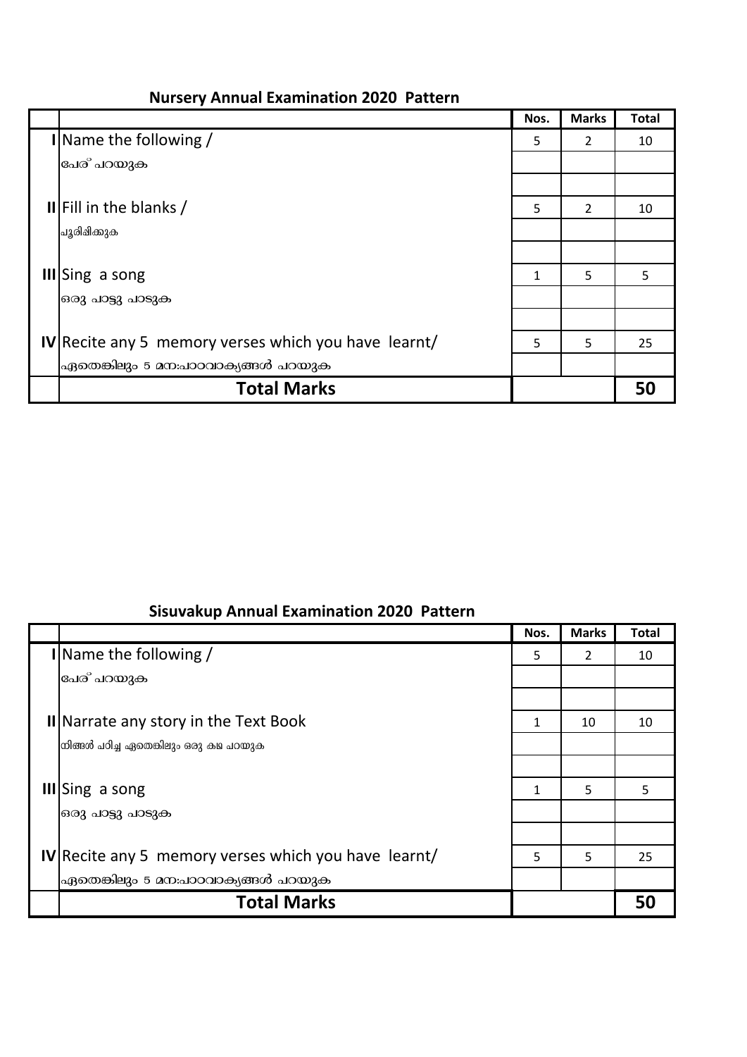## Nursery Annual Examination 2020 Pattern

| | | Nos. | Marks | Total |
|---|---|---|---|---|
| **I** | Name the following / | 5 | 2 | 10 |
| | പേര് പറയുക | | | |
| | | | | |
| **II** | Fill in the blanks / | 5 | 2 | 10 |
| | പൂരിപ്പിക്കുക | | | |
| | | | | |
| **III** | Sing a song | 1 | 5 | 5 |
| | ഒരു പാട്ടു പാടുക | | | |
| | | | | |
| **IV** | Recite any 5 memory verses which you have learnt/ | 5 | 5 | 25 |
| | ഏതെങ്കിലും 5 മനഃപാഠവാക്യങ്ങൾ പറയുക | | | |
| | **Total Marks** | | | **50** |

## Sisuvakup Annual Examination 2020 Pattern

| | | Nos. | Marks | Total |
|---|---|---|---|---|
| **I** | Name the following / | 5 | 2 | 10 |
| | പേര് പറയുക | | | |
| | | | | |
| **II** | Narrate any story in the Text Book | 1 | 10 | 10 |
| | നിങ്ങൾ പഠിച്ച ഏതെങ്കിലും ഒരു കഥ പറയുക | | | |
| | | | | |
| **III** | Sing a song | 1 | 5 | 5 |
| | ഒരു പാട്ടു പാടുക | | | |
| | | | | |
| **IV** | Recite any 5 memory verses which you have learnt/ | 5 | 5 | 25 |
| | ഏതെങ്കിലും 5 മനഃപാഠവാക്യങ്ങൾ പറയുക | | | |
| | **Total Marks** | | | **50** |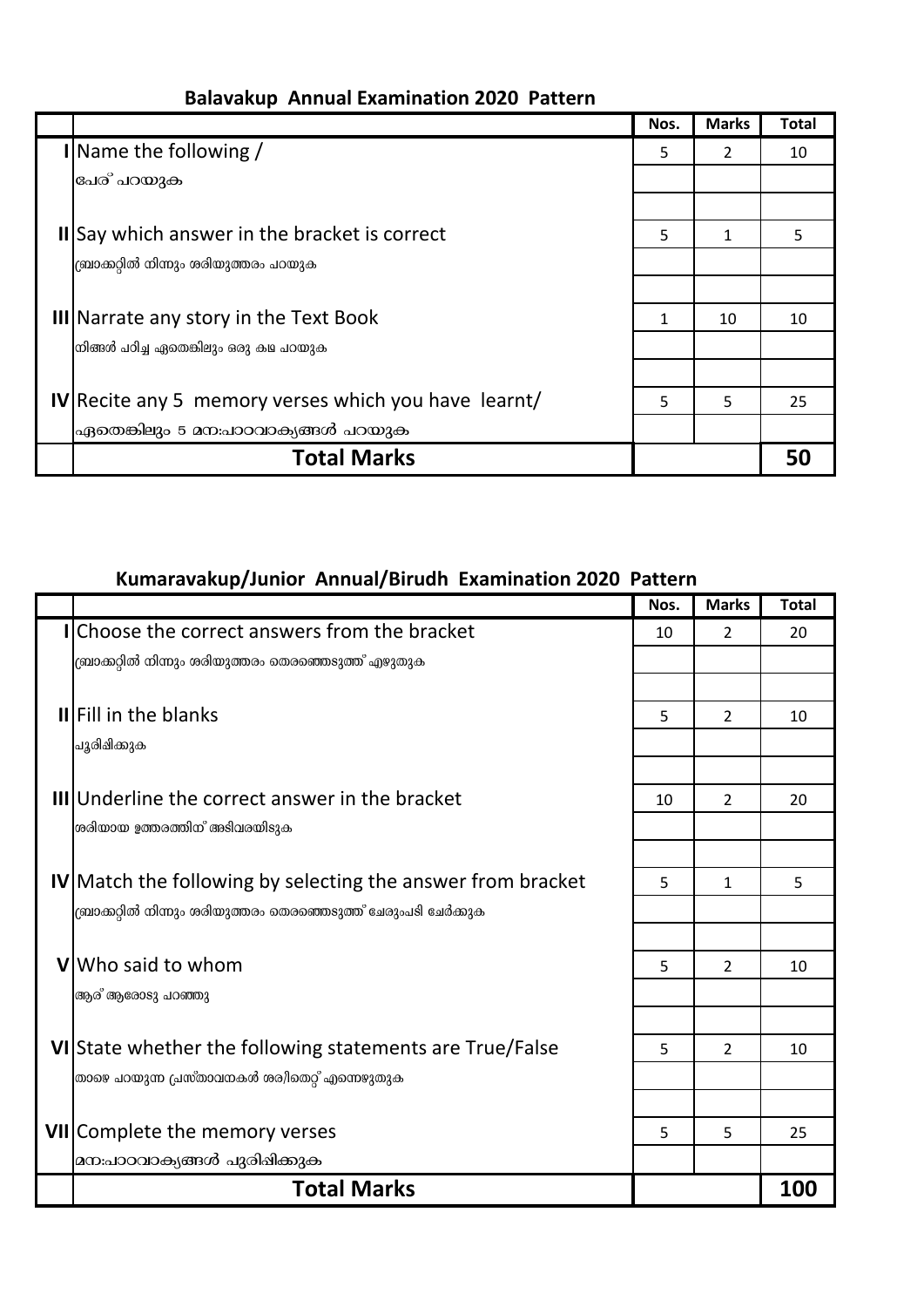## Balavakup Annual Examination 2020 Pattern

| | | Nos. | Marks | Total |
|---|---|---|---|---|
| I | Name the following / | 5 | 2 | 10 |
| | പേര് പറയുക | | | |
| II | Say which answer in the bracket is correct | 5 | 1 | 5 |
| | ബ്രാക്കറ്റിൽ നിന്നും ശരിയുത്തരം പറയുക | | | |
| III | Narrate any story in the Text Book | 1 | 10 | 10 |
| | നിങ്ങൾ പഠിച്ച ഏതെങ്കിലും ഒരു കഥ പറയുക | | | |
| IV | Recite any 5 memory verses which you have learnt/ | 5 | 5 | 25 |
| | ഏതെങ്കിലും 5 മനഃപാഠവാക്യങ്ങൾ പറയുക | | | |
| | **Total Marks** | | | **50** |

## Kumaravakup/Junior Annual/Birudh Examination 2020 Pattern

| | | Nos. | Marks | Total |
|---|---|---|---|---|
| I | Choose the correct answers from the bracket | 10 | 2 | 20 |
| | ബ്രാക്കറ്റിൽ നിന്നും ശരിയുത്തരം തെരഞ്ഞെടുത്ത് എഴുതുക | | | |
| II | Fill in the blanks | 5 | 2 | 10 |
| | പൂരിപ്പിക്കുക | | | |
| III | Underline the correct answer in the bracket | 10 | 2 | 20 |
| | ശരിയായ ഉത്തരത്തിന് അടിവരയിടുക | | | |
| IV | Match the following by selecting the answer from bracket | 5 | 1 | 5 |
| | ബ്രാക്കറ്റിൽ നിന്നും ശരിയുത്തരം തെരഞ്ഞെടുത്ത് ചേരുംപടി ചേർക്കുക | | | |
| V | Who said to whom | 5 | 2 | 10 |
| | ആര് ആരോടു പറഞ്ഞു | | | |
| VI | State whether the following statements are True/False | 5 | 2 | 10 |
| | താഴെ പറയുന്ന പ്രസ്താവനകൾ ശരി/തെറ്റ് എന്നെഴുതുക | | | |
| VII | Complete the memory verses | 5 | 5 | 25 |
| | മനഃപാഠവാക്യങ്ങൾ പൂരിപ്പിക്കുക | | | |
| | **Total Marks** | | | **100** |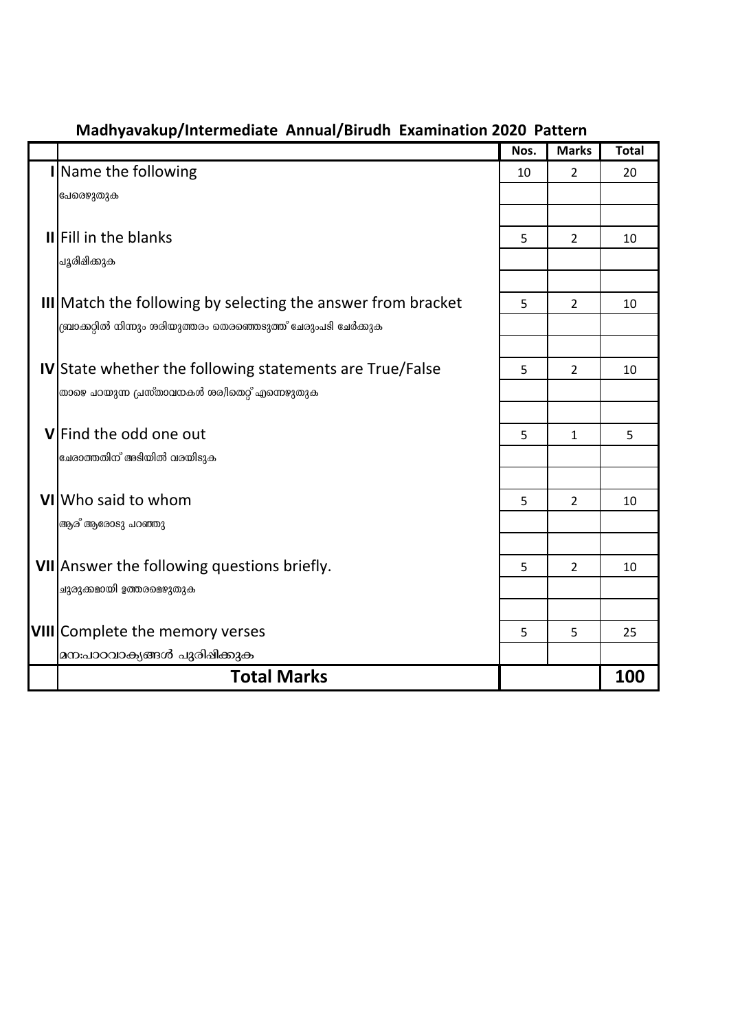## Madhyavakup/Intermediate Annual/Birudh Examination 2020 Pattern

| | | Nos. | Marks | Total |
|---|---|---|---|---|
| I | Name the following | 10 | 2 | 20 |
| | പേരെഴുതുക | | | |
| II | Fill in the blanks | 5 | 2 | 10 |
| | പൂരിപ്പിക്കുക | | | |
| III | Match the following by selecting the answer from bracket | 5 | 2 | 10 |
| | ബ്രാക്കറ്റിൽ നിന്നും ശരിയുത്തരം തെരഞ്ഞെടുത്ത് ചേരുംപടി ചേർക്കുക | | | |
| IV | State whether the following statements are True/False | 5 | 2 | 10 |
| | താഴെ പറയുന്ന പ്രസ്താവനകൾ ശരിതെറ്റ് എന്നെഴുതുക | | | |
| V | Find the odd one out | 5 | 1 | 5 |
| | ചേരാത്തതിന് അടിയിൽ വരയിടുക | | | |
| VI | Who said to whom | 5 | 2 | 10 |
| | ആര് ആരോടു പറഞ്ഞു | | | |
| VII | Answer the following questions briefly. | 5 | 2 | 10 |
| | ചുരുക്കമായി ഉത്തരമെഴുതുക | | | |
| VIII | Complete the memory verses | 5 | 5 | 25 |
| | മനഃപാഠവാക്യങ്ങൾ പൂരിപ്പിക്കുക | | | |
| | **Total Marks** | | | **100** |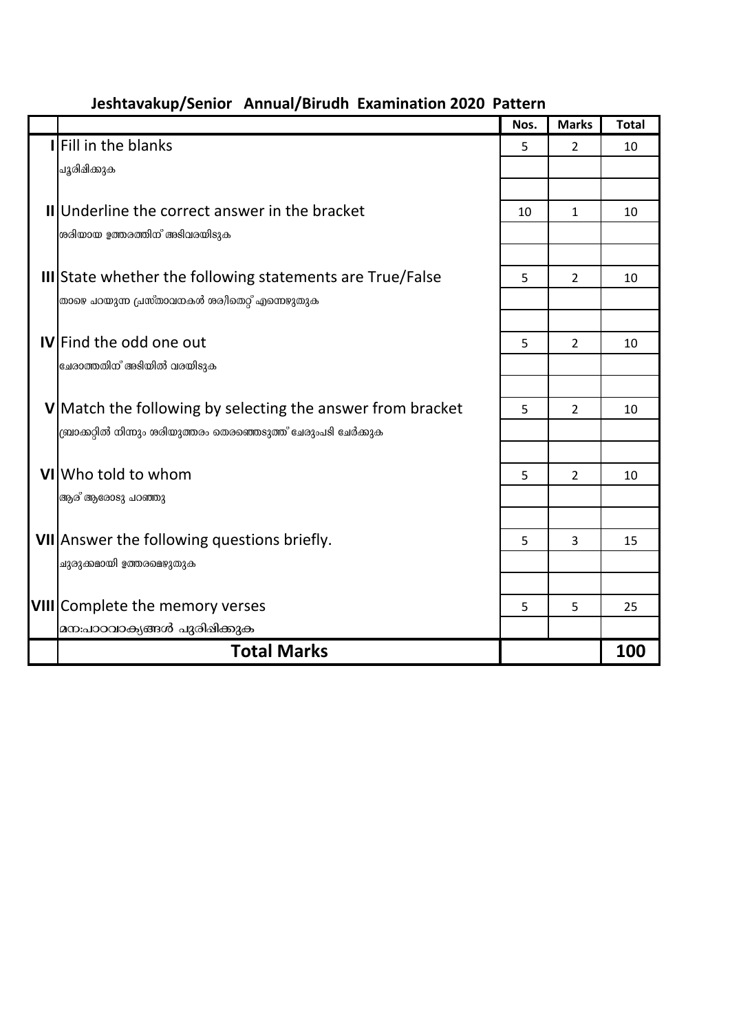# Jeshtavakup/Senior Annual/Birudh Examination 2020 Pattern

| | | Nos. | Marks | Total |
|---|---|---|---|---|
| **I** | Fill in the blanks | 5 | 2 | 10 |
| | പൂരിപ്പിക്കുക | | | |
| **II** | Underline the correct answer in the bracket | 10 | 1 | 10 |
| | ശരിയായ ഉത്തരത്തിന് അടിവരയിടുക | | | |
| **III** | State whether the following statements are True/False | 5 | 2 | 10 |
| | താഴെ പറയുന്ന പ്രസ്താവനകൾ ശരി/തെറ്റ് എന്നെഴുതുക | | | |
| **IV** | Find the odd one out | 5 | 2 | 10 |
| | ചേരാത്തതിന് അടിയിൽ വരയിടുക | | | |
| **V** | Match the following by selecting the answer from bracket | 5 | 2 | 10 |
| | ബ്രാക്കറ്റിൽ നിന്നും ശരിയുത്തരം തെരഞ്ഞെടുത്ത് ചേരുംപടി ചേർക്കുക | | | |
| **VI** | Who told to whom | 5 | 2 | 10 |
| | ആര് ആരോടു പറഞ്ഞു | | | |
| **VII** | Answer the following questions briefly. | 5 | 3 | 15 |
| | ചുരുക്കമായി ഉത്തരമെഴുതുക | | | |
| **VIII** | Complete the memory verses | 5 | 5 | 25 |
| | മനഃപാഠവാക്യങ്ങൾ പൂരിപ്പിക്കുക | | | |
| | **Total Marks** | | | **100** |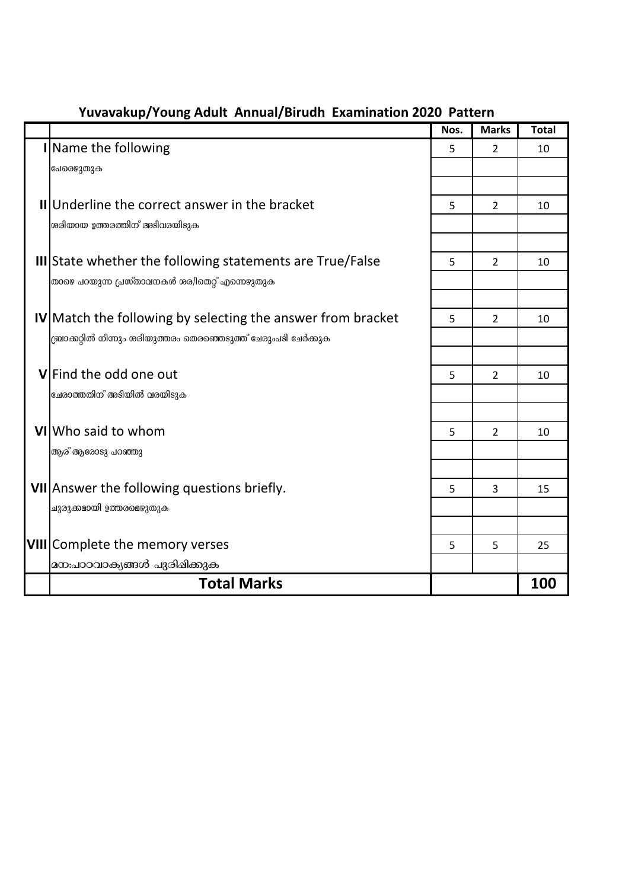## Yuvavakup/Young Adult Annual/Birudh Examination 2020 Pattern

| | | Nos. | Marks | Total |
|---|---|---|---|---|
| I | Name the following | 5 | 2 | 10 |
| | പേരെഴുതുക | | | |
| | | | | |
| II | Underline the correct answer in the bracket | 5 | 2 | 10 |
| | ശരിയായ ഉത്തരത്തിന് അടിവരയിടുക | | | |
| | | | | |
| III | State whether the following statements are True/False | 5 | 2 | 10 |
| | താഴെ പറയുന്ന പ്രസ്താവനകൾ ശരി/തെറ്റ് എന്നെഴുതുക | | | |
| | | | | |
| IV | Match the following by selecting the answer from bracket | 5 | 2 | 10 |
| | ബ്രാക്കറ്റിൽ നിന്നും ശരിയുത്തരം തെരഞ്ഞെടുത്ത് ചേരുംപടി ചേർക്കുക | | | |
| | | | | |
| V | Find the odd one out | 5 | 2 | 10 |
| | ചേരാത്തതിന് അടിയിൽ വരയിടുക | | | |
| | | | | |
| VI | Who said to whom | 5 | 2 | 10 |
| | ആര് ആരോടു പറഞ്ഞു | | | |
| | | | | |
| VII | Answer the following questions briefly. | 5 | 3 | 15 |
| | ചുരുക്കമായി ഉത്തരമെഴുതുക | | | |
| | | | | |
| VIII | Complete the memory verses | 5 | 5 | 25 |
| | മനഃപാഠവാക്യങ്ങൾ പൂരിപ്പിക്കുക | | | |
| | **Total Marks** | | | **100** |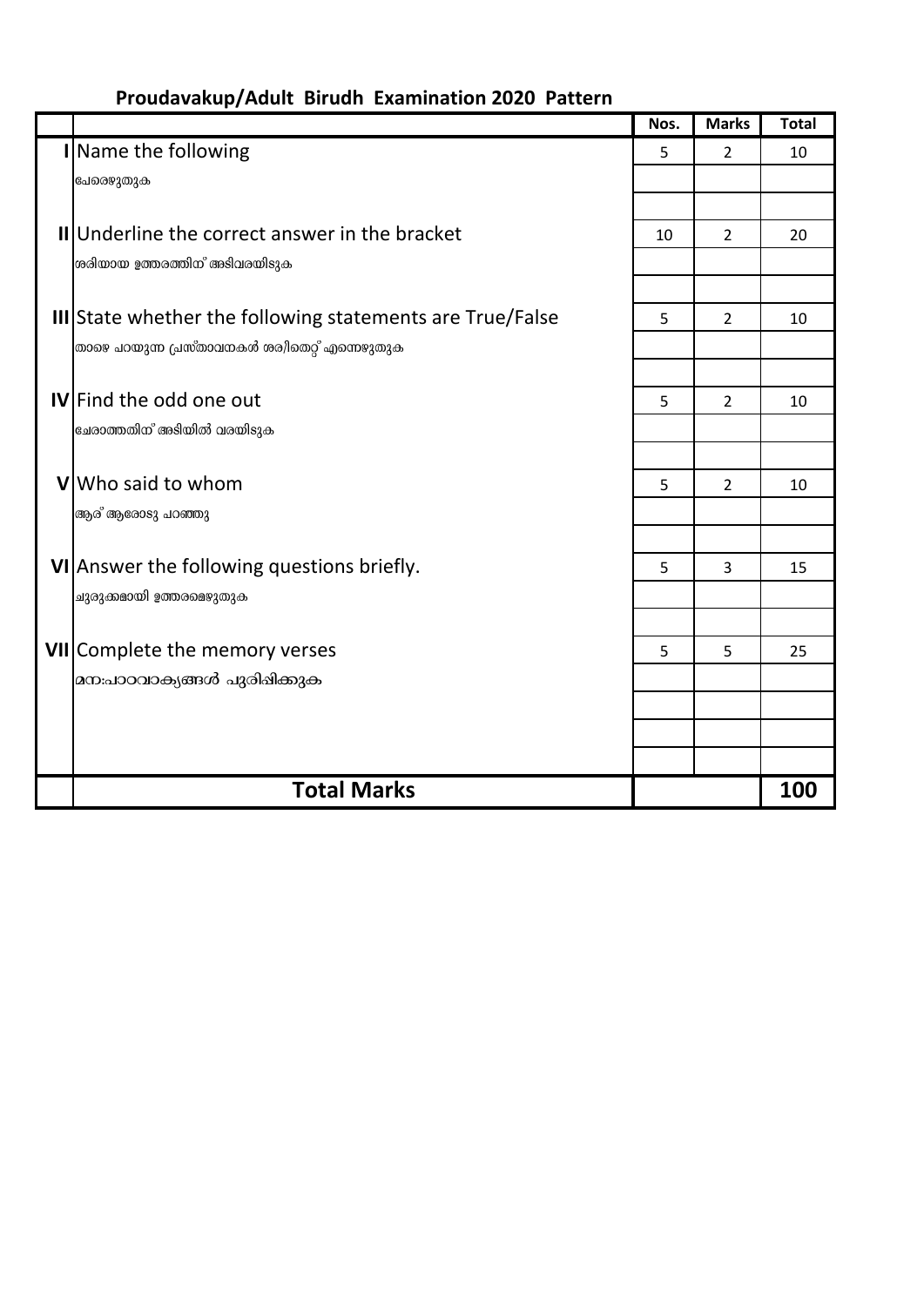## Proudavakup/Adult Birudh Examination 2020 Pattern

| | | Nos. | Marks | Total |
|---|---|---|---|---|
| **I** | Name the following<br>പേരെഴുതുക | 5 | 2 | 10 |
| **II** | Underline the correct answer in the bracket<br>ശരിയായ ഉത്തരത്തിന് അടിവരയിടുക | 10 | 2 | 20 |
| **III** | State whether the following statements are True/False<br>താഴെ പറയുന്ന പ്രസ്താവനകൾ ശരി/തെറ്റ് എന്നെഴുതുക | 5 | 2 | 10 |
| **IV** | Find the odd one out<br>ചേരാത്തതിന് അടിയിൽ വരയിടുക | 5 | 2 | 10 |
| **V** | Who said to whom<br>ആര് ആരോടു പറഞ്ഞു | 5 | 2 | 10 |
| **VI** | Answer the following questions briefly.<br>ചുരുക്കമായി ഉത്തരമെഴുതുക | 5 | 3 | 15 |
| **VII** | Complete the memory verses<br>മനഃപാഠവാക്യങ്ങൾ പൂരിപ്പിക്കുക | 5 | 5 | 25 |
| | **Total Marks** | | | **100** |